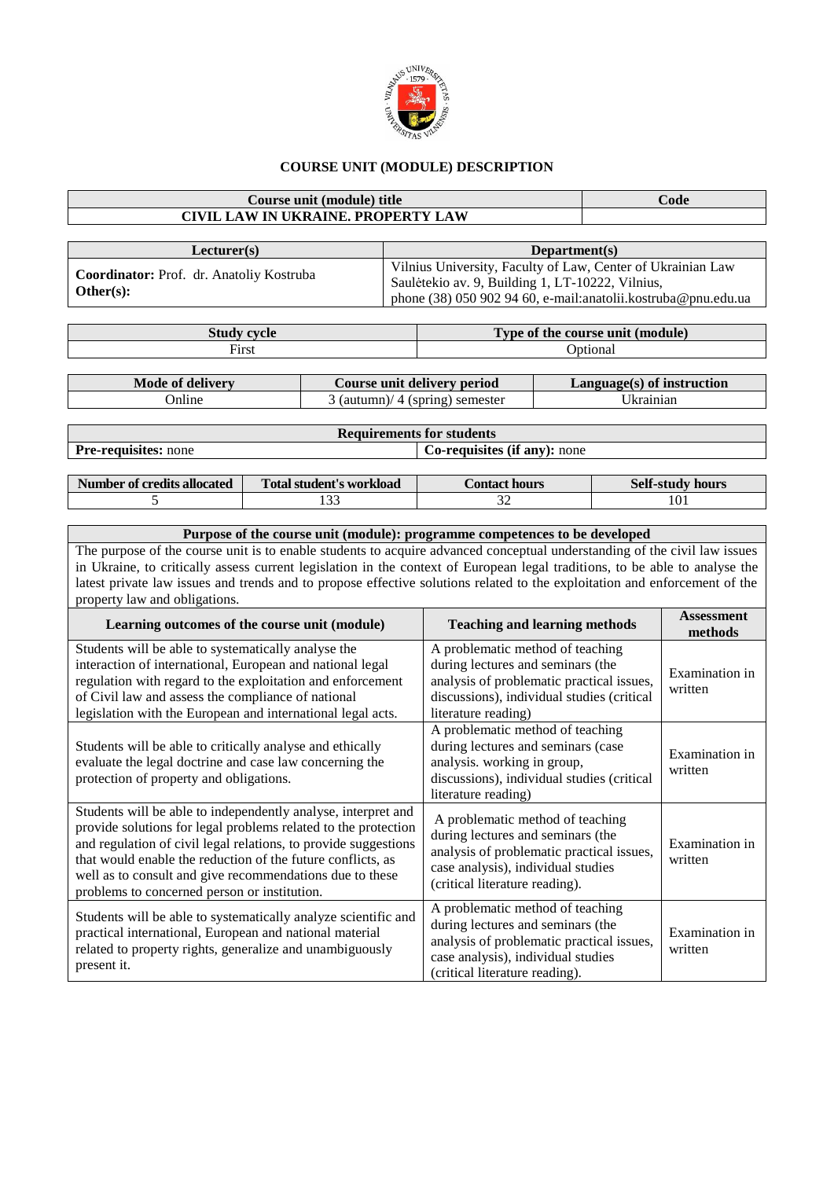# COURSE UNIT (MODULE) DESCRIPTION

| Course unit (module) title | Code |
|---|---|
| CIVIL LAW IN UKRAINE. PROPERTY LAW | |

| Lecturer(s) | Department(s) |
|---|---|
| **Coordinator:** Prof. dr. Anatoliy Kostruba<br>**Other(s):** | Vilnius University, Faculty of Law, Center of Ukrainian Law<br>Saulėtekio av. 9, Building 1, LT-10222, Vilnius,<br>phone (38) 050 902 94 60, e-mail:anatolii.kostruba@pnu.edu.ua |

| Study cycle | Type of the course unit (module) |
|---|---|
| First | Optional |

| Mode of delivery | Course unit delivery period | Language(s) of instruction |
|---|---|---|
| Online | 3 (autumn)/ 4 (spring) semester | Ukrainian |

| Requirements for students | |
|---|---|
| **Pre-requisites:** none | **Co-requisites (if any):** none |

| Number of credits allocated | Total student's workload | Contact hours | Self-study hours |
|---|---|---|---|
| 5 | 133 | 32 | 101 |

| Purpose of the course unit (module): programme competences to be developed | | |
|---|---|---|
| The purpose of the course unit is to enable students to acquire advanced conceptual understanding of the civil law issues in Ukraine, to critically assess current legislation in the context of European legal traditions, to be able to analyse the latest private law issues and trends and to propose effective solutions related to the exploitation and enforcement of the property law and obligations. | | |
| **Learning outcomes of the course unit (module)** | **Teaching and learning methods** | **Assessment methods** |
| Students will be able to systematically analyse the interaction of international, European and national legal regulation with regard to the exploitation and enforcement of Civil law and assess the compliance of national legislation with the European and international legal acts. | A problematic method of teaching during lectures and seminars (the analysis of problematic practical issues, discussions), individual studies (critical literature reading) | Examination in written |
| Students will be able to critically analyse and ethically evaluate the legal doctrine and case law concerning the protection of property and obligations. | A problematic method of teaching during lectures and seminars (case analysis. working in group, discussions), individual studies (critical literature reading) | Examination in written |
| Students will be able to independently analyse, interpret and provide solutions for legal problems related to the protection and regulation of civil legal relations, to provide suggestions that would enable the reduction of the future conflicts, as well as to consult and give recommendations due to these problems to concerned person or institution. | A problematic method of teaching during lectures and seminars (the analysis of problematic practical issues, case analysis), individual studies (critical literature reading). | Examination in written |
| Students will be able to systematically analyze scientific and practical international, European and national material related to property rights, generalize and unambiguously present it. | A problematic method of teaching during lectures and seminars (the analysis of problematic practical issues, case analysis), individual studies (critical literature reading). | Examination in written |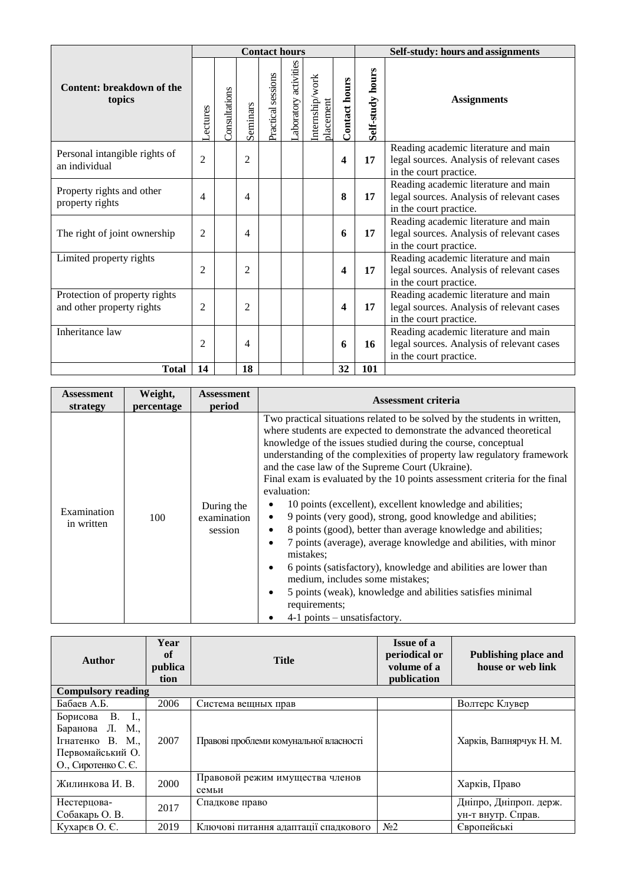| Content: breakdown of the topics | Contact hours | | | | | | | Self-study: hours and assignments | |
|---|---|---|---|---|---|---|---|---|---|
| | Lectures | Consultations | Seminars | Practical sessions | Laboratory activities | Internship/work placement | **Contact hours** | **Self-study hours** | **Assignments** |
| Personal intangible rights of an individual | 2 | | 2 | | | | **4** | **17** | Reading academic literature and main legal sources. Analysis of relevant cases in the court practice. |
| Property rights and other property rights | 4 | | 4 | | | | **8** | **17** | Reading academic literature and main legal sources. Analysis of relevant cases in the court practice. |
| The right of joint ownership | 2 | | 4 | | | | **6** | **17** | Reading academic literature and main legal sources. Analysis of relevant cases in the court practice. |
| Limited property rights | 2 | | 2 | | | | **4** | **17** | Reading academic literature and main legal sources. Analysis of relevant cases in the court practice. |
| Protection of property rights and other property rights | 2 | | 2 | | | | **4** | **17** | Reading academic literature and main legal sources. Analysis of relevant cases in the court practice. |
| Inheritance law | 2 | | 4 | | | | **6** | **16** | Reading academic literature and main legal sources. Analysis of relevant cases in the court practice. |
| **Total** | **14** | | **18** | | | | **32** | **101** | |

| Assessment strategy | Weight, percentage | Assessment period | Assessment criteria |
|---|---|---|---|
| Examination in written | 100 | During the examination session | Two practical situations related to be solved by the students in written, where students are expected to demonstrate the advanced theoretical knowledge of the issues studied during the course, conceptual understanding of the complexities of property law regulatory framework and the case law of the Supreme Court (Ukraine).<br>Final exam is evaluated by the 10 points assessment criteria for the final evaluation:<br>• 10 points (excellent), excellent knowledge and abilities;<br>• 9 points (very good), strong, good knowledge and abilities;<br>• 8 points (good), better than average knowledge and abilities;<br>• 7 points (average), average knowledge and abilities, with minor mistakes;<br>• 6 points (satisfactory), knowledge and abilities are lower than medium, includes some mistakes;<br>• 5 points (weak), knowledge and abilities satisfies minimal requirements;<br>• 4-1 points – unsatisfactory. |

| Author | Year of publication | Title | Issue of a periodical or volume of a publication | Publishing place and house or web link |
|---|---|---|---|---|
| **Compulsory reading** | | | | |
| Бабаев А.Б. | 2006 | Система вещных прав | | Волтерс Клувер |
| Борисова В. І., Баранова Л. М., Ігнатенко В. М., Первомайський О. О., Сиротенко С. Є. | 2007 | Правові проблеми комунальної власності | | Харків, Вапнярчук Н. М. |
| Жилинкова И. В. | 2000 | Правовой режим имущества членов семьи | | Харків, Право |
| Нестерцова-Собакарь О. В. | 2017 | Спадкове право | | Дніпро, Дніпроп. держ. ун-т внутр. Справ. |
| Кухарєв О. Є. | 2019 | Ключові питання адаптації спадкового | №2 | Європейські |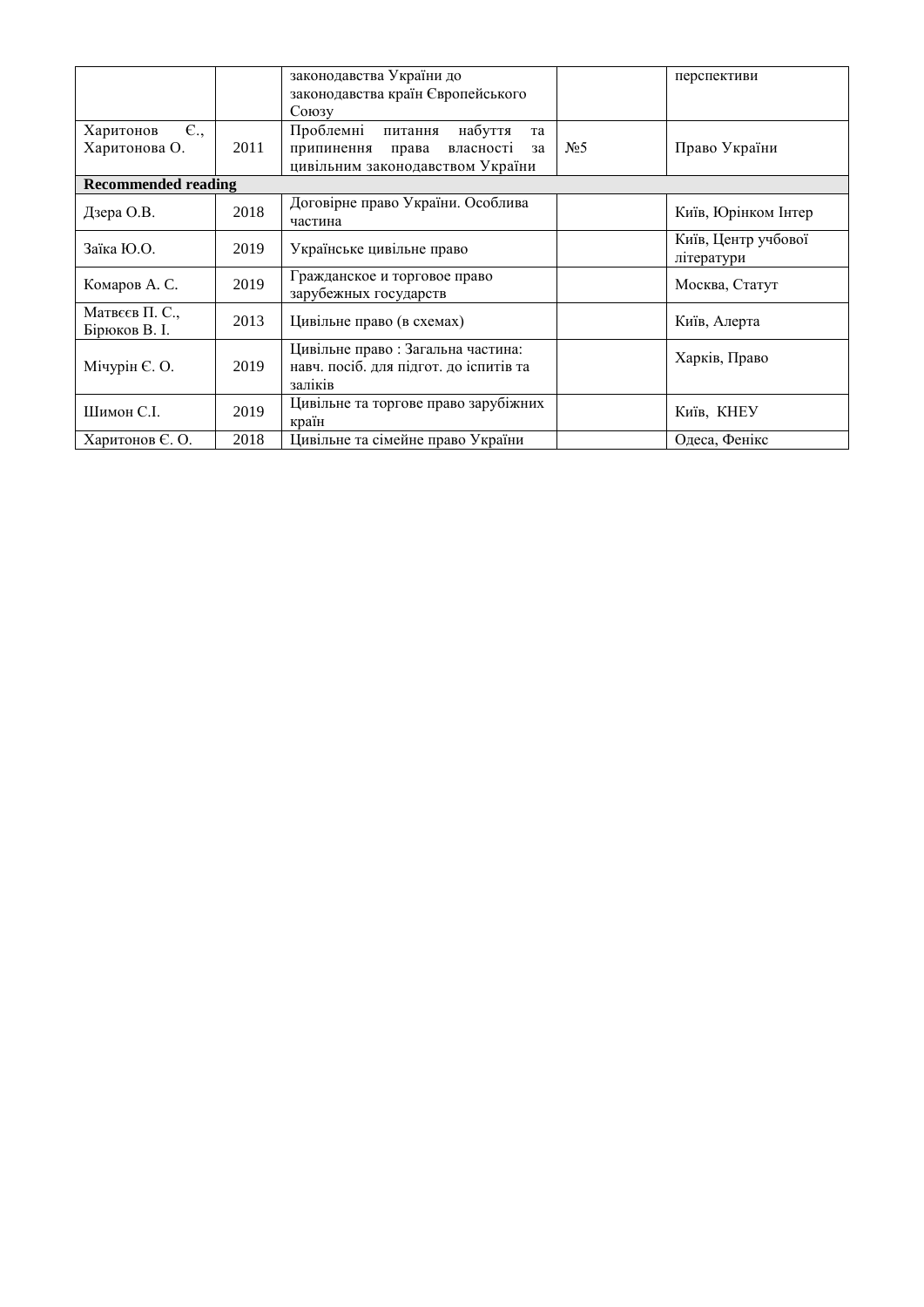| | | | | |
|---|---|---|---|---|
| | | законодавства України до законодавства країн Європейського Союзу | | перспективи |
| Харитонов Є., Харитонова О. | 2011 | Проблемні питання набуття та припинення права власності за цивільним законодавством України | №5 | Право України |
| **Recommended reading** | | | | |
| Дзера О.В. | 2018 | Договірне право України. Особлива частина | | Київ, Юрінком Інтер |
| Заїка Ю.О. | 2019 | Українське цивільне право | | Київ, Центр учбової літератури |
| Комаров А. С. | 2019 | Гражданское и торговое право зарубежных государств | | Москва, Статут |
| Матвєєв П. С., Бірюков В. І. | 2013 | Цивільне право (в схемах) | | Київ, Алерта |
| Мічурін Є. О. | 2019 | Цивільне право : Загальна частина: навч. посіб. для підгот. до іспитів та заліків | | Харків, Право |
| Шимон С.І. | 2019 | Цивільне та торгове право зарубіжних країн | | Київ, КНЕУ |
| Харитонов Є. О. | 2018 | Цивільне та сімейне право України | | Одеса, Фенікс |